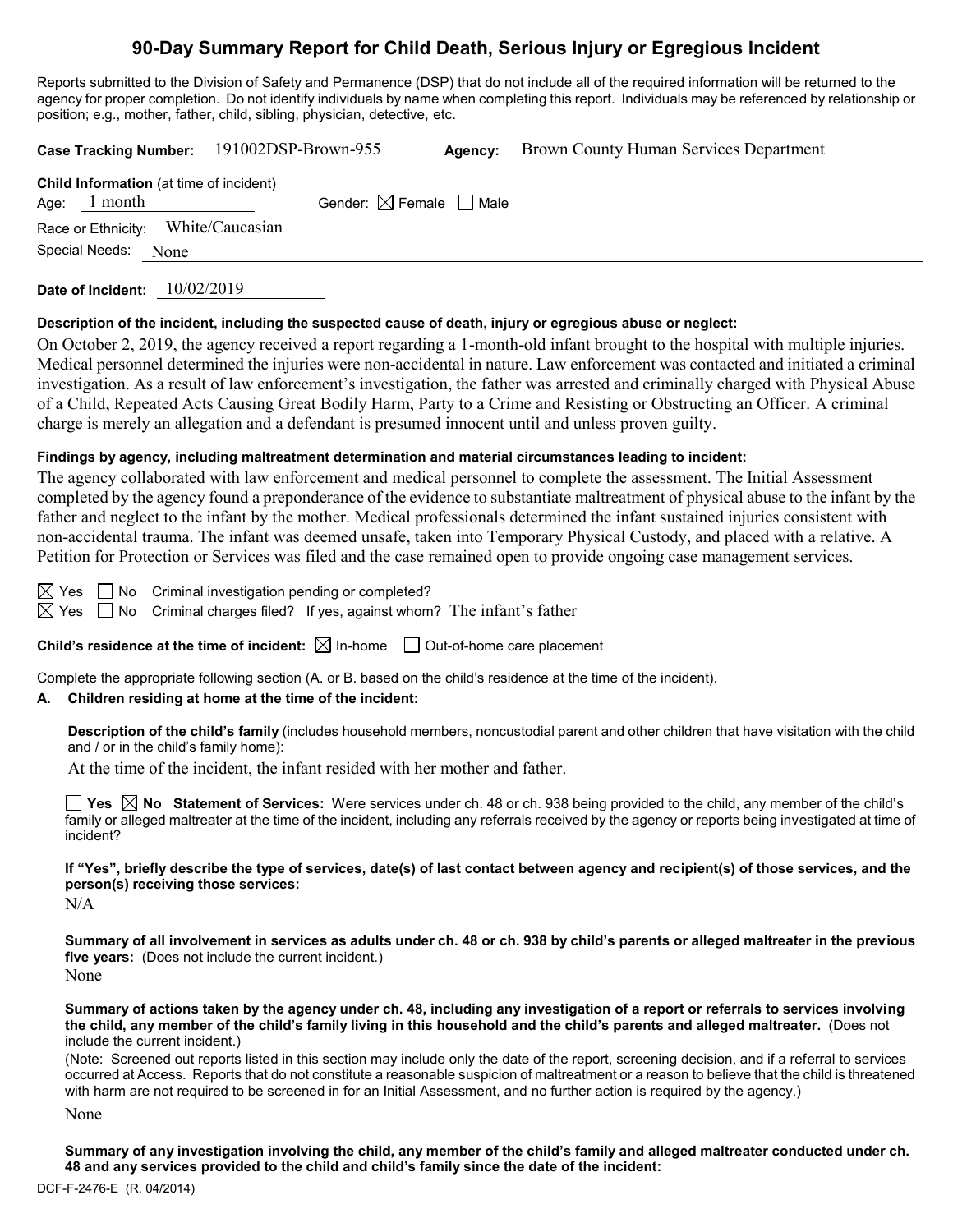# 90-Day Summary Report for Child Death, Serious Injury or Egregious Incident

Reports submitted to the Division of Safety and Permanence (DSP) that do not include all of the required information will be returned to the agency for proper completion. Do not identify individuals by name when completing this report. Individuals may be referenced by relationship or position; e.g., mother, father, child, sibling, physician, detective, etc.

**Case Tracking Number:** 191002DSP-Brown-955 **Agency:** Brown County Human Services Department

**Child Information** (at time of incident)

Age: 1 month Gender: ☒ Female ☐ Male

Race or Ethnicity: White/Caucasian

Special Needs: None

**Date of Incident:** 10/02/2019

**Description of the incident, including the suspected cause of death, injury or egregious abuse or neglect:**

On October 2, 2019, the agency received a report regarding a 1-month-old infant brought to the hospital with multiple injuries. Medical personnel determined the injuries were non-accidental in nature. Law enforcement was contacted and initiated a criminal investigation. As a result of law enforcement's investigation, the father was arrested and criminally charged with Physical Abuse of a Child, Repeated Acts Causing Great Bodily Harm, Party to a Crime and Resisting or Obstructing an Officer. A criminal charge is merely an allegation and a defendant is presumed innocent until and unless proven guilty.

**Findings by agency, including maltreatment determination and material circumstances leading to incident:**

The agency collaborated with law enforcement and medical personnel to complete the assessment. The Initial Assessment completed by the agency found a preponderance of the evidence to substantiate maltreatment of physical abuse to the infant by the father and neglect to the infant by the mother. Medical professionals determined the infant sustained injuries consistent with non-accidental trauma. The infant was deemed unsafe, taken into Temporary Physical Custody, and placed with a relative. A Petition for Protection or Services was filed and the case remained open to provide ongoing case management services.

☒ Yes ☐ No Criminal investigation pending or completed?

☒ Yes ☐ No Criminal charges filed? If yes, against whom? The infant's father

**Child's residence at the time of incident:** ☒ In-home ☐ Out-of-home care placement

Complete the appropriate following section (A. or B. based on the child's residence at the time of the incident).

**A. Children residing at home at the time of the incident:**

**Description of the child's family** (includes household members, noncustodial parent and other children that have visitation with the child and / or in the child's family home):

At the time of the incident, the infant resided with her mother and father.

☐ **Yes** ☒ **No Statement of Services:** Were services under ch. 48 or ch. 938 being provided to the child, any member of the child's family or alleged maltreater at the time of the incident, including any referrals received by the agency or reports being investigated at time of incident?

**If "Yes", briefly describe the type of services, date(s) of last contact between agency and recipient(s) of those services, and the person(s) receiving those services:**

N/A

**Summary of all involvement in services as adults under ch. 48 or ch. 938 by child's parents or alleged maltreater in the previous five years:** (Does not include the current incident.)

None

**Summary of actions taken by the agency under ch. 48, including any investigation of a report or referrals to services involving the child, any member of the child's family living in this household and the child's parents and alleged maltreater.** (Does not include the current incident.)

(Note: Screened out reports listed in this section may include only the date of the report, screening decision, and if a referral to services occurred at Access. Reports that do not constitute a reasonable suspicion of maltreatment or a reason to believe that the child is threatened with harm are not required to be screened in for an Initial Assessment, and no further action is required by the agency.)

None

**Summary of any investigation involving the child, any member of the child's family and alleged maltreater conducted under ch. 48 and any services provided to the child and child's family since the date of the incident:**

DCF-F-2476-E (R. 04/2014)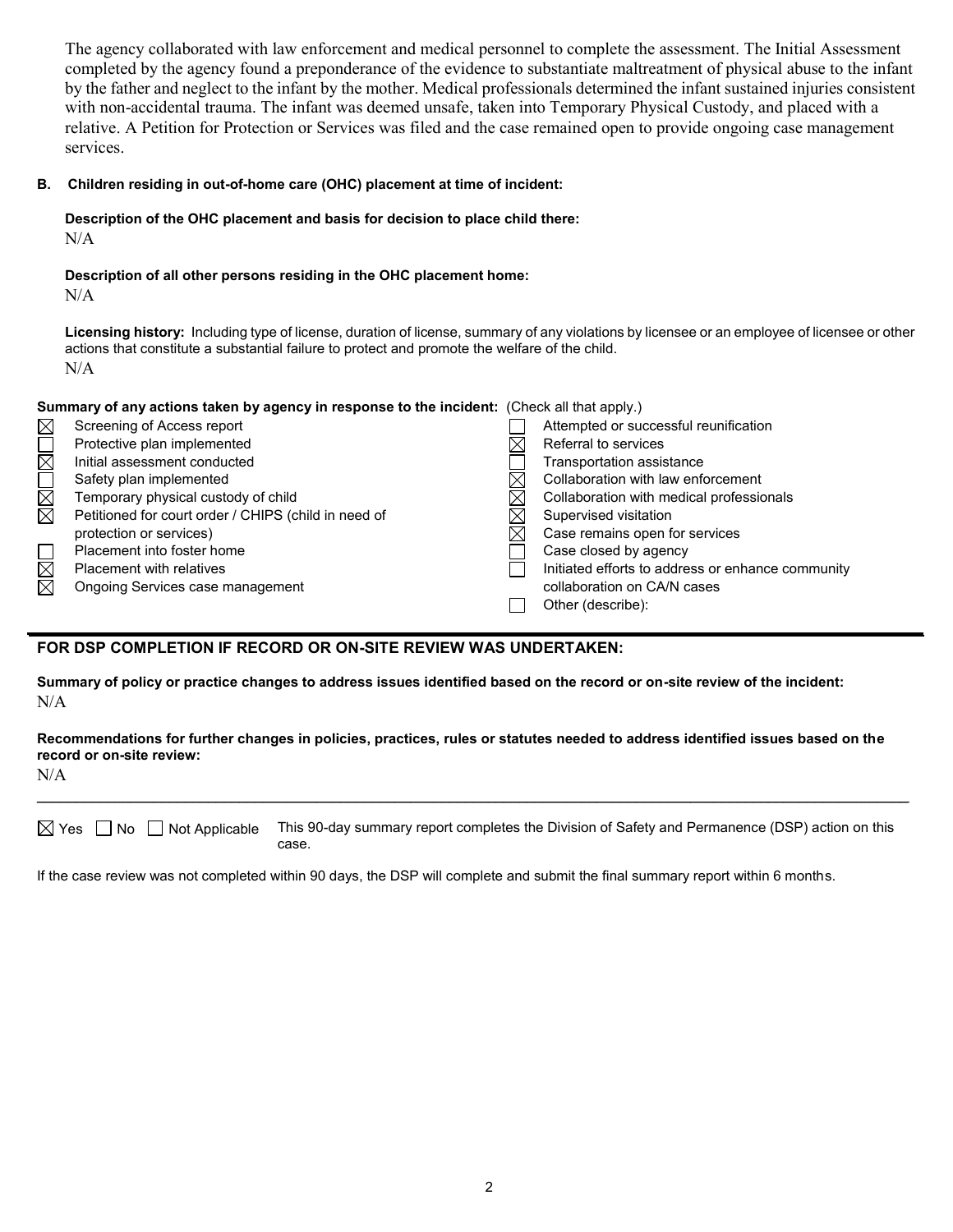The agency collaborated with law enforcement and medical personnel to complete the assessment. The Initial Assessment completed by the agency found a preponderance of the evidence to substantiate maltreatment of physical abuse to the infant by the father and neglect to the infant by the mother. Medical professionals determined the infant sustained injuries consistent with non-accidental trauma. The infant was deemed unsafe, taken into Temporary Physical Custody, and placed with a relative. A Petition for Protection or Services was filed and the case remained open to provide ongoing case management services.

**B. Children residing in out-of-home care (OHC) placement at time of incident:**

**Description of the OHC placement and basis for decision to place child there:**
N/A

**Description of all other persons residing in the OHC placement home:**
N/A

**Licensing history:** Including type of license, duration of license, summary of any violations by licensee or an employee of licensee or other actions that constitute a substantial failure to protect and promote the welfare of the child.
N/A

**Summary of any actions taken by agency in response to the incident:** (Check all that apply.)

- [x] Screening of Access report
- [ ] Protective plan implemented
- [x] Initial assessment conducted
- [ ] Safety plan implemented
- [x] Temporary physical custody of child
- [x] Petitioned for court order / CHIPS (child in need of protection or services)
- [ ] Placement into foster home
- [x] Placement with relatives
- [x] Ongoing Services case management
- [ ] Attempted or successful reunification
- [x] Referral to services
- [ ] Transportation assistance
- [x] Collaboration with law enforcement
- [x] Collaboration with medical professionals
- [x] Supervised visitation
- [x] Case remains open for services
- [ ] Case closed by agency
- [ ] Initiated efforts to address or enhance community collaboration on CA/N cases
- [ ] Other (describe):

## FOR DSP COMPLETION IF RECORD OR ON-SITE REVIEW WAS UNDERTAKEN:

**Summary of policy or practice changes to address issues identified based on the record or on-site review of the incident:**
N/A

**Recommendations for further changes in policies, practices, rules or statutes needed to address identified issues based on the record or on-site review:**
N/A

---

☒ Yes ☐ No ☐ Not Applicable This 90-day summary report completes the Division of Safety and Permanence (DSP) action on this case.

If the case review was not completed within 90 days, the DSP will complete and submit the final summary report within 6 months.